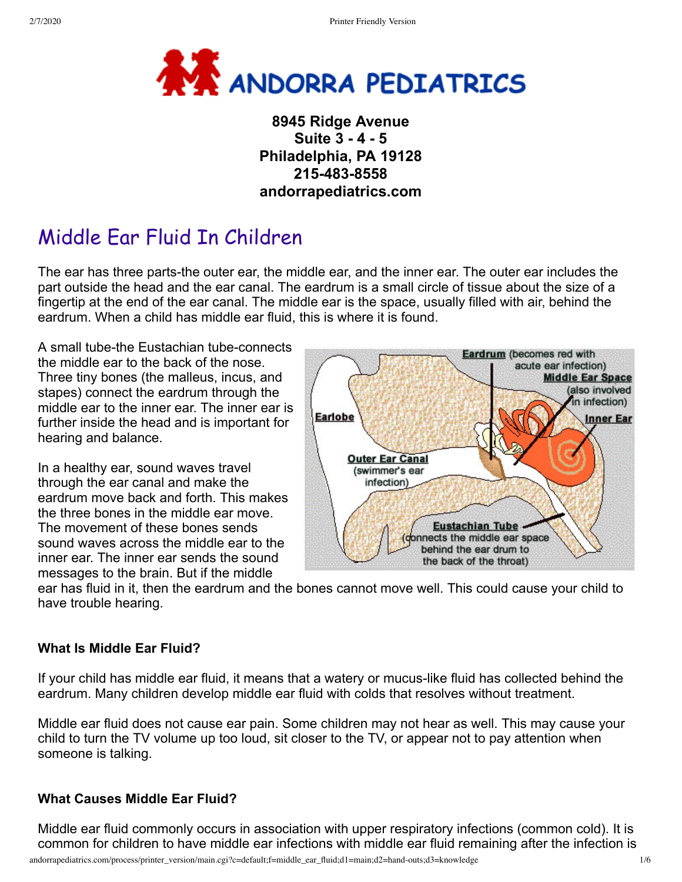# ANDORRA PEDIATRICS

**8945 Ridge Avenue**
**Suite 3 - 4 - 5**
**Philadelphia, PA 19128**
**215-483-8558**
**andorrapediatrics.com**

## Middle Ear Fluid In Children

The ear has three parts-the outer ear, the middle ear, and the inner ear. The outer ear includes the part outside the head and the ear canal. The eardrum is a small circle of tissue about the size of a fingertip at the end of the ear canal. The middle ear is the space, usually filled with air, behind the eardrum. When a child has middle ear fluid, this is where it is found.

A small tube-the Eustachian tube-connects the middle ear to the back of the nose. Three tiny bones (the malleus, incus, and stapes) connect the eardrum through the middle ear to the inner ear. The inner ear is further inside the head and is important for hearing and balance.

Eardrum (becomes red with acute ear infection)
Middle Ear Space (also involved in infection)
Inner Ear
Earlobe
Outer Ear Canal (swimmer's ear infection)
Eustachian Tube (connects the middle ear space behind the ear drum to the back of the throat)

In a healthy ear, sound waves travel through the ear canal and make the eardrum move back and forth. This makes the three bones in the middle ear move. The movement of these bones sends sound waves across the middle ear to the inner ear. The inner ear sends the sound messages to the brain. But if the middle ear has fluid in it, then the eardrum and the bones cannot move well. This could cause your child to have trouble hearing.

### What Is Middle Ear Fluid?

If your child has middle ear fluid, it means that a watery or mucus-like fluid has collected behind the eardrum. Many children develop middle ear fluid with colds that resolves without treatment.

Middle ear fluid does not cause ear pain. Some children may not hear as well. This may cause your child to turn the TV volume up too loud, sit closer to the TV, or appear not to pay attention when someone is talking.

### What Causes Middle Ear Fluid?

Middle ear fluid commonly occurs in association with upper respiratory infections (common cold). It is common for children to have middle ear infections with middle ear fluid remaining after the infection is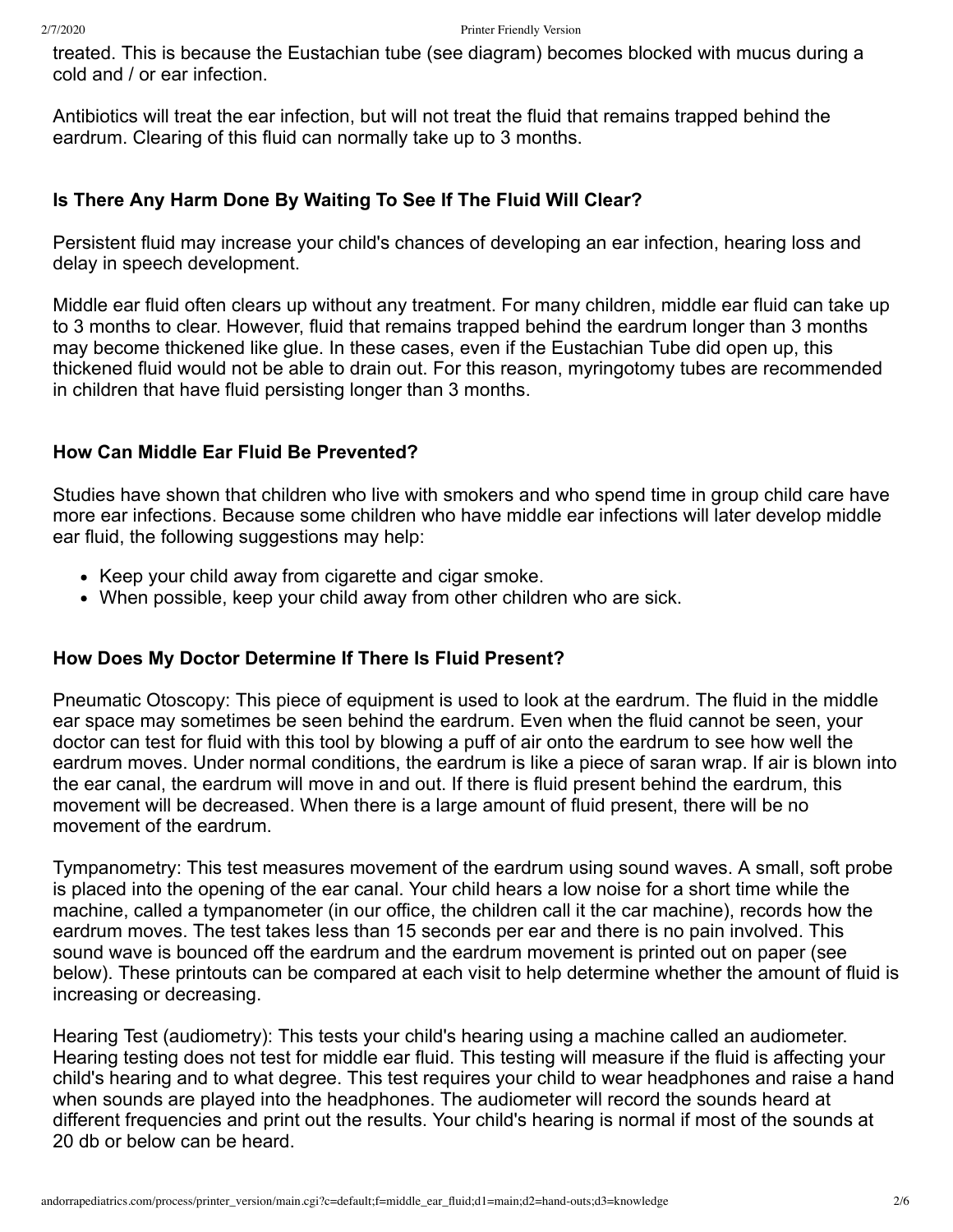treated. This is because the Eustachian tube (see diagram) becomes blocked with mucus during a cold and / or ear infection.

Antibiotics will treat the ear infection, but will not treat the fluid that remains trapped behind the eardrum. Clearing of this fluid can normally take up to 3 months.

### Is There Any Harm Done By Waiting To See If The Fluid Will Clear?

Persistent fluid may increase your child's chances of developing an ear infection, hearing loss and delay in speech development.

Middle ear fluid often clears up without any treatment. For many children, middle ear fluid can take up to 3 months to clear. However, fluid that remains trapped behind the eardrum longer than 3 months may become thickened like glue. In these cases, even if the Eustachian Tube did open up, this thickened fluid would not be able to drain out. For this reason, myringotomy tubes are recommended in children that have fluid persisting longer than 3 months.

### How Can Middle Ear Fluid Be Prevented?

Studies have shown that children who live with smokers and who spend time in group child care have more ear infections. Because some children who have middle ear infections will later develop middle ear fluid, the following suggestions may help:

- Keep your child away from cigarette and cigar smoke.
- When possible, keep your child away from other children who are sick.

### How Does My Doctor Determine If There Is Fluid Present?

Pneumatic Otoscopy: This piece of equipment is used to look at the eardrum. The fluid in the middle ear space may sometimes be seen behind the eardrum. Even when the fluid cannot be seen, your doctor can test for fluid with this tool by blowing a puff of air onto the eardrum to see how well the eardrum moves. Under normal conditions, the eardrum is like a piece of saran wrap. If air is blown into the ear canal, the eardrum will move in and out. If there is fluid present behind the eardrum, this movement will be decreased. When there is a large amount of fluid present, there will be no movement of the eardrum.

Tympanometry: This test measures movement of the eardrum using sound waves. A small, soft probe is placed into the opening of the ear canal. Your child hears a low noise for a short time while the machine, called a tympanometer (in our office, the children call it the car machine), records how the eardrum moves. The test takes less than 15 seconds per ear and there is no pain involved. This sound wave is bounced off the eardrum and the eardrum movement is printed out on paper (see below). These printouts can be compared at each visit to help determine whether the amount of fluid is increasing or decreasing.

Hearing Test (audiometry): This tests your child's hearing using a machine called an audiometer. Hearing testing does not test for middle ear fluid. This testing will measure if the fluid is affecting your child's hearing and to what degree. This test requires your child to wear headphones and raise a hand when sounds are played into the headphones. The audiometer will record the sounds heard at different frequencies and print out the results. Your child's hearing is normal if most of the sounds at 20 db or below can be heard.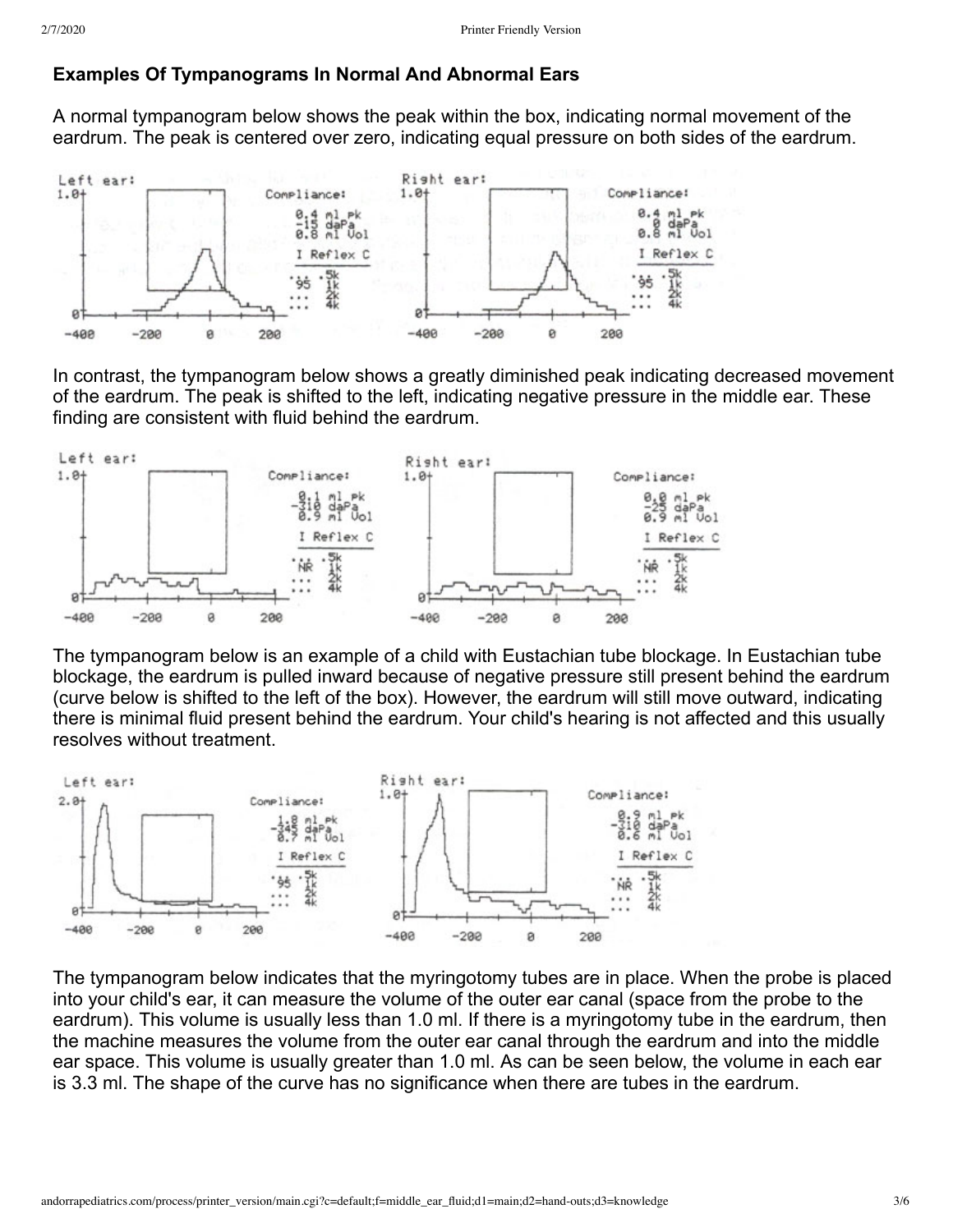**Examples Of Tympanograms In Normal And Abnormal Ears**

A normal tympanogram below shows the peak within the box, indicating normal movement of the eardrum. The peak is centered over zero, indicating equal pressure on both sides of the eardrum.

In contrast, the tympanogram below shows a greatly diminished peak indicating decreased movement of the eardrum. The peak is shifted to the left, indicating negative pressure in the middle ear. These finding are consistent with fluid behind the eardrum.

The tympanogram below is an example of a child with Eustachian tube blockage. In Eustachian tube blockage, the eardrum is pulled inward because of negative pressure still present behind the eardrum (curve below is shifted to the left of the box). However, the eardrum will still move outward, indicating there is minimal fluid present behind the eardrum. Your child's hearing is not affected and this usually resolves without treatment.

The tympanogram below indicates that the myringotomy tubes are in place. When the probe is placed into your child's ear, it can measure the volume of the outer ear canal (space from the probe to the eardrum). This volume is usually less than 1.0 ml. If there is a myringotomy tube in the eardrum, then the machine measures the volume from the outer ear canal through the eardrum and into the middle ear space. This volume is usually greater than 1.0 ml. As can be seen below, the volume in each ear is 3.3 ml. The shape of the curve has no significance when there are tubes in the eardrum.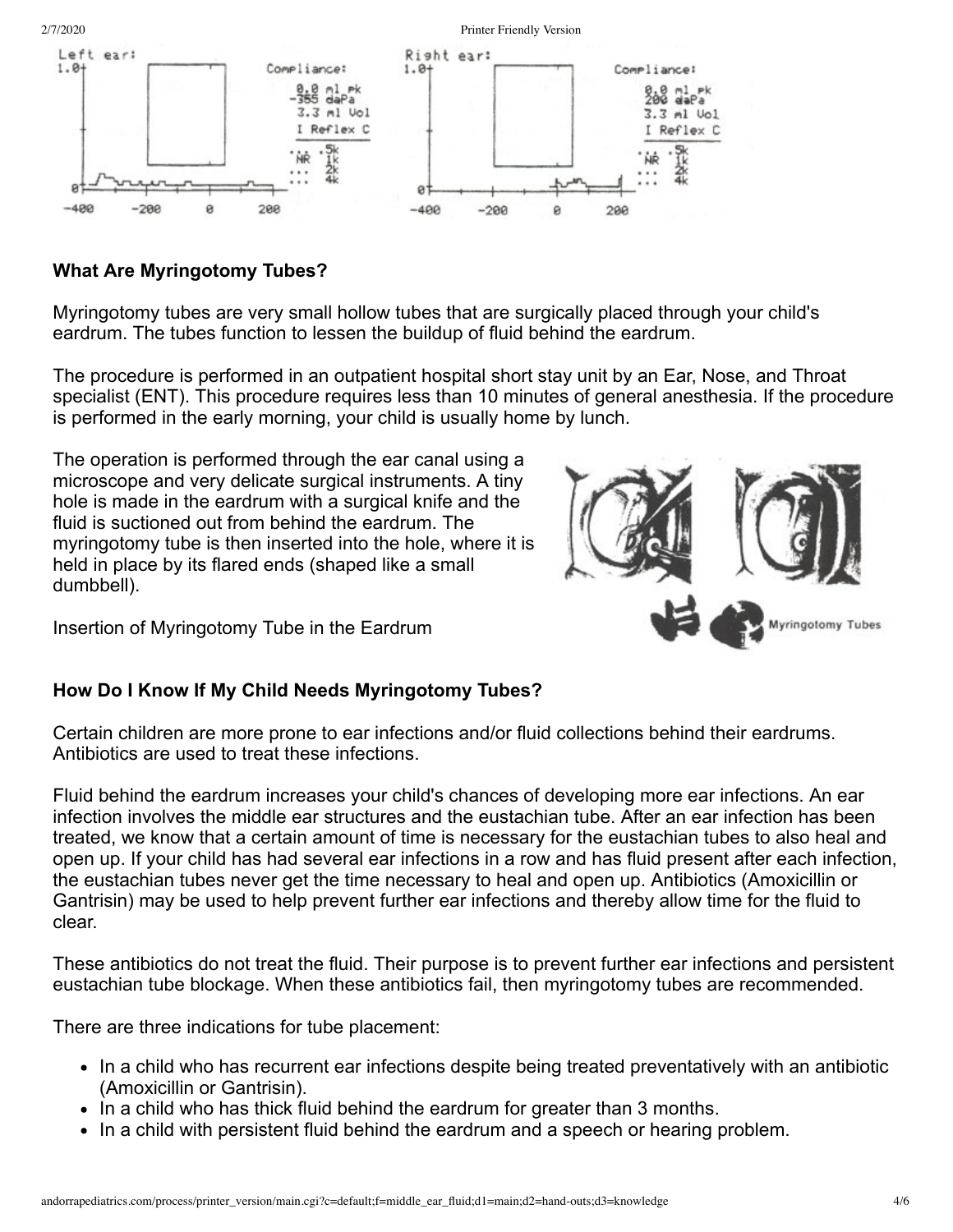Left ear:

Compliance:
0.0 ml pk
-355 daPa
3.3 ml Vol
I Reflex C
NR 5k 1k 2k 4k

Right ear:

Compliance:
0.0 ml pk
200 daPa
3.3 ml Vol
I Reflex C
NR 5k 1k 2k 4k

### What Are Myringotomy Tubes?

Myringotomy tubes are very small hollow tubes that are surgically placed through your child's eardrum. The tubes function to lessen the buildup of fluid behind the eardrum.

The procedure is performed in an outpatient hospital short stay unit by an Ear, Nose, and Throat specialist (ENT). This procedure requires less than 10 minutes of general anesthesia. If the procedure is performed in the early morning, your child is usually home by lunch.

The operation is performed through the ear canal using a microscope and very delicate surgical instruments. A tiny hole is made in the eardrum with a surgical knife and the fluid is suctioned out from behind the eardrum. The myringotomy tube is then inserted into the hole, where it is held in place by its flared ends (shaped like a small dumbbell).

Insertion of Myringotomy Tube in the Eardrum

Myringotomy Tubes

### How Do I Know If My Child Needs Myringotomy Tubes?

Certain children are more prone to ear infections and/or fluid collections behind their eardrums. Antibiotics are used to treat these infections.

Fluid behind the eardrum increases your child's chances of developing more ear infections. An ear infection involves the middle ear structures and the eustachian tube. After an ear infection has been treated, we know that a certain amount of time is necessary for the eustachian tubes to also heal and open up. If your child has had several ear infections in a row and has fluid present after each infection, the eustachian tubes never get the time necessary to heal and open up. Antibiotics (Amoxicillin or Gantrisin) may be used to help prevent further ear infections and thereby allow time for the fluid to clear.

These antibiotics do not treat the fluid. Their purpose is to prevent further ear infections and persistent eustachian tube blockage. When these antibiotics fail, then myringotomy tubes are recommended.

There are three indications for tube placement:

- In a child who has recurrent ear infections despite being treated preventatively with an antibiotic (Amoxicillin or Gantrisin).
- In a child who has thick fluid behind the eardrum for greater than 3 months.
- In a child with persistent fluid behind the eardrum and a speech or hearing problem.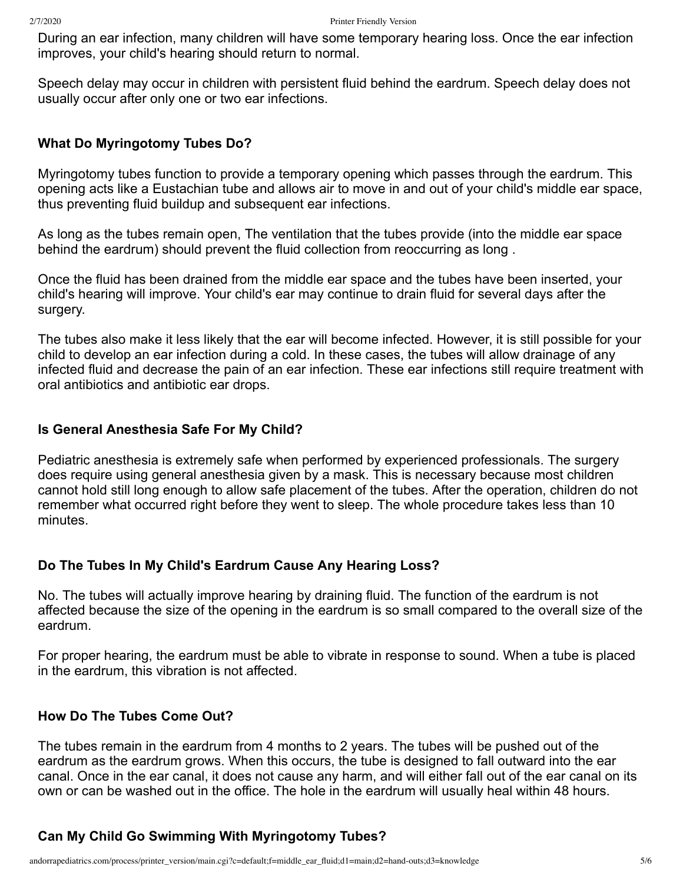During an ear infection, many children will have some temporary hearing loss. Once the ear infection improves, your child's hearing should return to normal.

Speech delay may occur in children with persistent fluid behind the eardrum. Speech delay does not usually occur after only one or two ear infections.

### What Do Myringotomy Tubes Do?

Myringotomy tubes function to provide a temporary opening which passes through the eardrum. This opening acts like a Eustachian tube and allows air to move in and out of your child's middle ear space, thus preventing fluid buildup and subsequent ear infections.

As long as the tubes remain open, The ventilation that the tubes provide (into the middle ear space behind the eardrum) should prevent the fluid collection from reoccurring as long .

Once the fluid has been drained from the middle ear space and the tubes have been inserted, your child's hearing will improve. Your child's ear may continue to drain fluid for several days after the surgery.

The tubes also make it less likely that the ear will become infected. However, it is still possible for your child to develop an ear infection during a cold. In these cases, the tubes will allow drainage of any infected fluid and decrease the pain of an ear infection. These ear infections still require treatment with oral antibiotics and antibiotic ear drops.

### Is General Anesthesia Safe For My Child?

Pediatric anesthesia is extremely safe when performed by experienced professionals. The surgery does require using general anesthesia given by a mask. This is necessary because most children cannot hold still long enough to allow safe placement of the tubes. After the operation, children do not remember what occurred right before they went to sleep. The whole procedure takes less than 10 minutes.

### Do The Tubes In My Child's Eardrum Cause Any Hearing Loss?

No. The tubes will actually improve hearing by draining fluid. The function of the eardrum is not affected because the size of the opening in the eardrum is so small compared to the overall size of the eardrum.

For proper hearing, the eardrum must be able to vibrate in response to sound. When a tube is placed in the eardrum, this vibration is not affected.

### How Do The Tubes Come Out?

The tubes remain in the eardrum from 4 months to 2 years. The tubes will be pushed out of the eardrum as the eardrum grows. When this occurs, the tube is designed to fall outward into the ear canal. Once in the ear canal, it does not cause any harm, and will either fall out of the ear canal on its own or can be washed out in the office. The hole in the eardrum will usually heal within 48 hours.

### Can My Child Go Swimming With Myringotomy Tubes?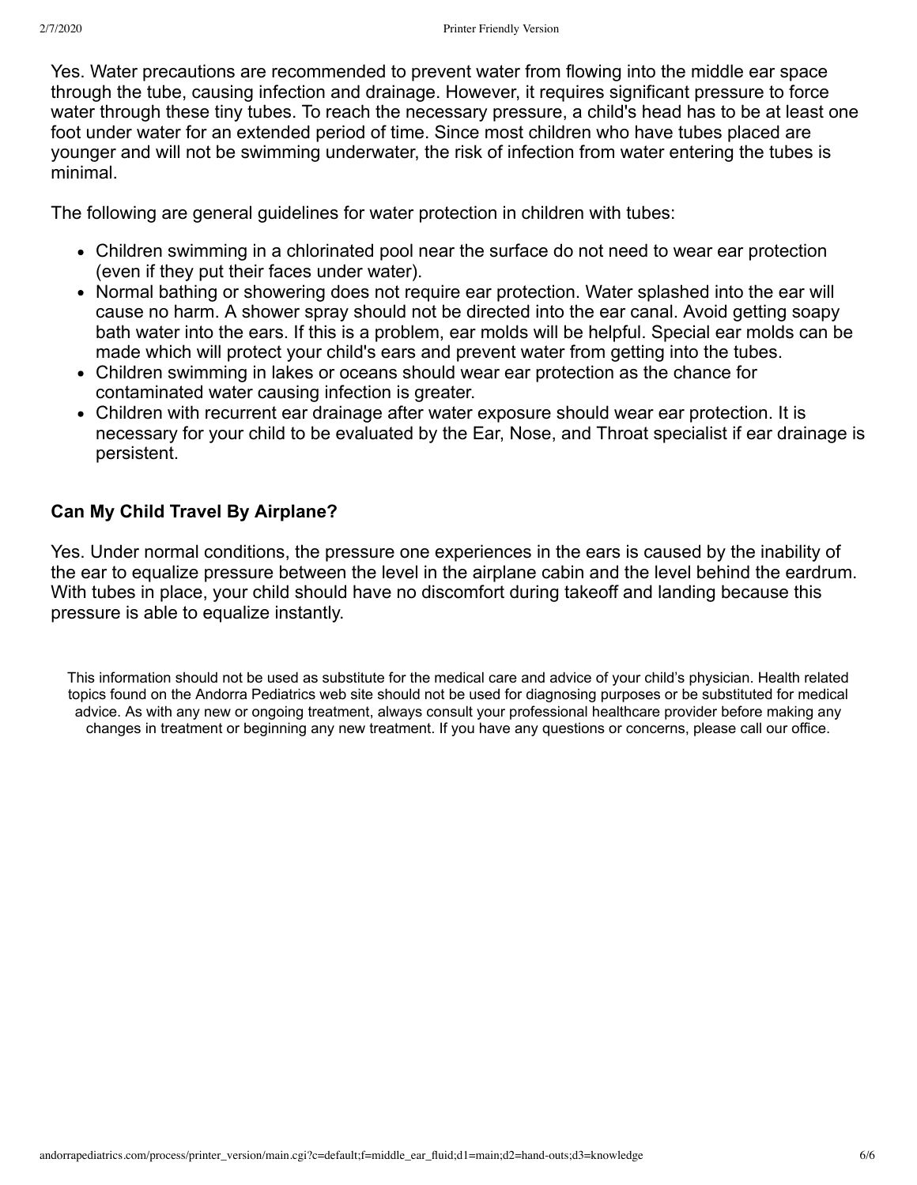Yes. Water precautions are recommended to prevent water from flowing into the middle ear space through the tube, causing infection and drainage. However, it requires significant pressure to force water through these tiny tubes. To reach the necessary pressure, a child's head has to be at least one foot under water for an extended period of time. Since most children who have tubes placed are younger and will not be swimming underwater, the risk of infection from water entering the tubes is minimal.

The following are general guidelines for water protection in children with tubes:

- Children swimming in a chlorinated pool near the surface do not need to wear ear protection (even if they put their faces under water).
- Normal bathing or showering does not require ear protection. Water splashed into the ear will cause no harm. A shower spray should not be directed into the ear canal. Avoid getting soapy bath water into the ears. If this is a problem, ear molds will be helpful. Special ear molds can be made which will protect your child's ears and prevent water from getting into the tubes.
- Children swimming in lakes or oceans should wear ear protection as the chance for contaminated water causing infection is greater.
- Children with recurrent ear drainage after water exposure should wear ear protection. It is necessary for your child to be evaluated by the Ear, Nose, and Throat specialist if ear drainage is persistent.

**Can My Child Travel By Airplane?**

Yes. Under normal conditions, the pressure one experiences in the ears is caused by the inability of the ear to equalize pressure between the level in the airplane cabin and the level behind the eardrum. With tubes in place, your child should have no discomfort during takeoff and landing because this pressure is able to equalize instantly.

This information should not be used as substitute for the medical care and advice of your child's physician. Health related topics found on the Andorra Pediatrics web site should not be used for diagnosing purposes or be substituted for medical advice. As with any new or ongoing treatment, always consult your professional healthcare provider before making any changes in treatment or beginning any new treatment. If you have any questions or concerns, please call our office.